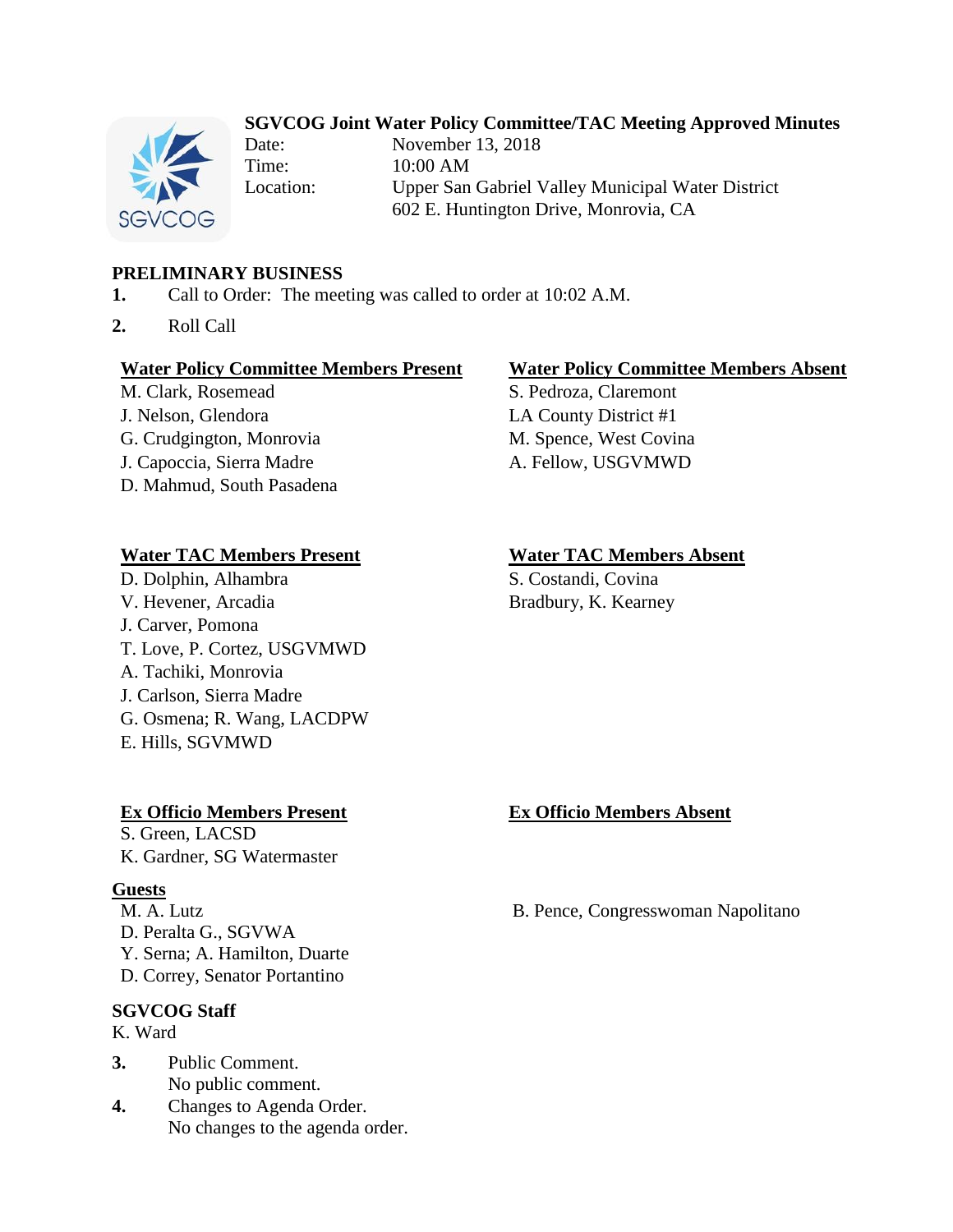# SGVCOG Joint Water Policy Committee/TAC Meeting Approved Minutes

Date: November 13, 2018
Time: 10:00 AM
Location: Upper San Gabriel Valley Municipal Water District
602 E. Huntington Drive, Monrovia, CA

## PRELIMINARY BUSINESS

1. Call to Order: The meeting was called to order at 10:02 A.M.
2. Roll Call

**Water Policy Committee Members Present**
M. Clark, Rosemead
J. Nelson, Glendora
G. Crudgington, Monrovia
J. Capoccia, Sierra Madre
D. Mahmud, South Pasadena

**Water Policy Committee Members Absent**
S. Pedroza, Claremont
LA County District #1
M. Spence, West Covina
A. Fellow, USGVMWD

**Water TAC Members Present**
D. Dolphin, Alhambra
V. Hevener, Arcadia
J. Carver, Pomona
T. Love, P. Cortez, USGVMWD
A. Tachiki, Monrovia
J. Carlson, Sierra Madre
G. Osmena; R. Wang, LACDPW
E. Hills, SGVMWD

**Water TAC Members Absent**
S. Costandi, Covina
Bradbury, K. Kearney

**Ex Officio Members Present**
S. Green, LACSD
K. Gardner, SG Watermaster

**Ex Officio Members Absent**

**Guests**
M. A. Lutz
D. Peralta G., SGVWA
Y. Serna; A. Hamilton, Duarte
D. Correy, Senator Portantino
B. Pence, Congresswoman Napolitano

**SGVCOG Staff**
K. Ward

3. Public Comment.
   No public comment.
4. Changes to Agenda Order.
   No changes to the agenda order.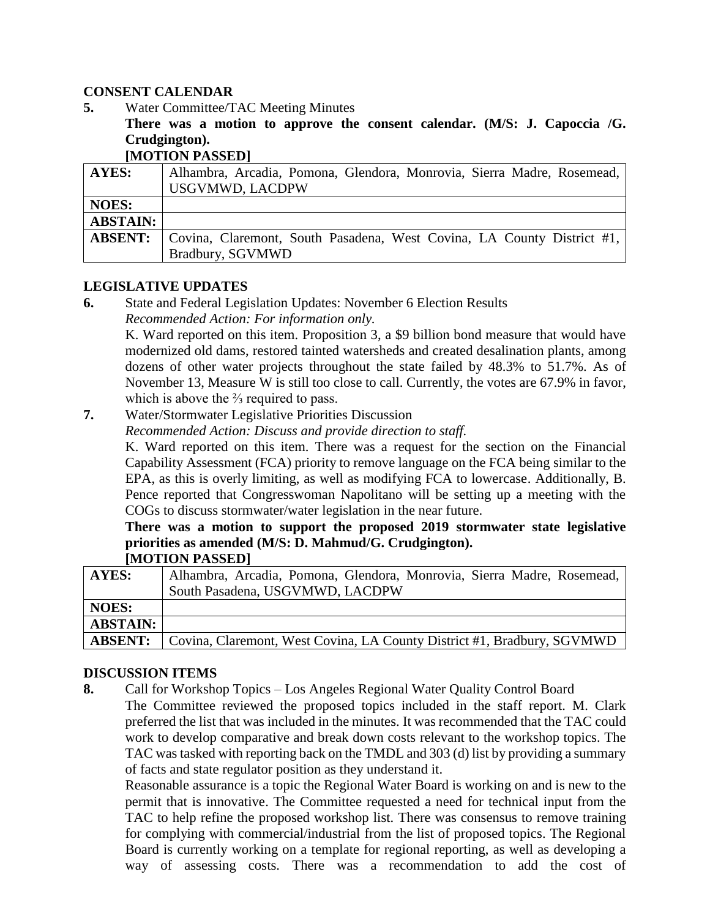## CONSENT CALENDAR

**5.** Water Committee/TAC Meeting Minutes

**There was a motion to approve the consent calendar. (M/S: J. Capoccia /G. Crudgington).**

**[MOTION PASSED]**

| | |
|---|---|
| **AYES:** | Alhambra, Arcadia, Pomona, Glendora, Monrovia, Sierra Madre, Rosemead, USGVMWD, LACDPW |
| **NOES:** | |
| **ABSTAIN:** | |
| **ABSENT:** | Covina, Claremont, South Pasadena, West Covina, LA County District #1, Bradbury, SGVMWD |

## LEGISLATIVE UPDATES

**6.** State and Federal Legislation Updates: November 6 Election Results

*Recommended Action: For information only.*

K. Ward reported on this item. Proposition 3, a $9 billion bond measure that would have modernized old dams, restored tainted watersheds and created desalination plants, among dozens of other water projects throughout the state failed by 48.3% to 51.7%. As of November 13, Measure W is still too close to call. Currently, the votes are 67.9% in favor, which is above the ⅔ required to pass.

**7.** Water/Stormwater Legislative Priorities Discussion

*Recommended Action: Discuss and provide direction to staff.*

K. Ward reported on this item. There was a request for the section on the Financial Capability Assessment (FCA) priority to remove language on the FCA being similar to the EPA, as this is overly limiting, as well as modifying FCA to lowercase. Additionally, B. Pence reported that Congresswoman Napolitano will be setting up a meeting with the COGs to discuss stormwater/water legislation in the near future.

**There was a motion to support the proposed 2019 stormwater state legislative priorities as amended (M/S: D. Mahmud/G. Crudgington).**

**[MOTION PASSED]**

| | |
|---|---|
| **AYES:** | Alhambra, Arcadia, Pomona, Glendora, Monrovia, Sierra Madre, Rosemead, South Pasadena, USGVMWD, LACDPW |
| **NOES:** | |
| **ABSTAIN:** | |
| **ABSENT:** | Covina, Claremont, West Covina, LA County District #1, Bradbury, SGVMWD |

## DISCUSSION ITEMS

**8.** Call for Workshop Topics – Los Angeles Regional Water Quality Control Board

The Committee reviewed the proposed topics included in the staff report. M. Clark preferred the list that was included in the minutes. It was recommended that the TAC could work to develop comparative and break down costs relevant to the workshop topics. The TAC was tasked with reporting back on the TMDL and 303 (d) list by providing a summary of facts and state regulator position as they understand it.

Reasonable assurance is a topic the Regional Water Board is working on and is new to the permit that is innovative. The Committee requested a need for technical input from the TAC to help refine the proposed workshop list. There was consensus to remove training for complying with commercial/industrial from the list of proposed topics. The Regional Board is currently working on a template for regional reporting, as well as developing a way of assessing costs. There was a recommendation to add the cost of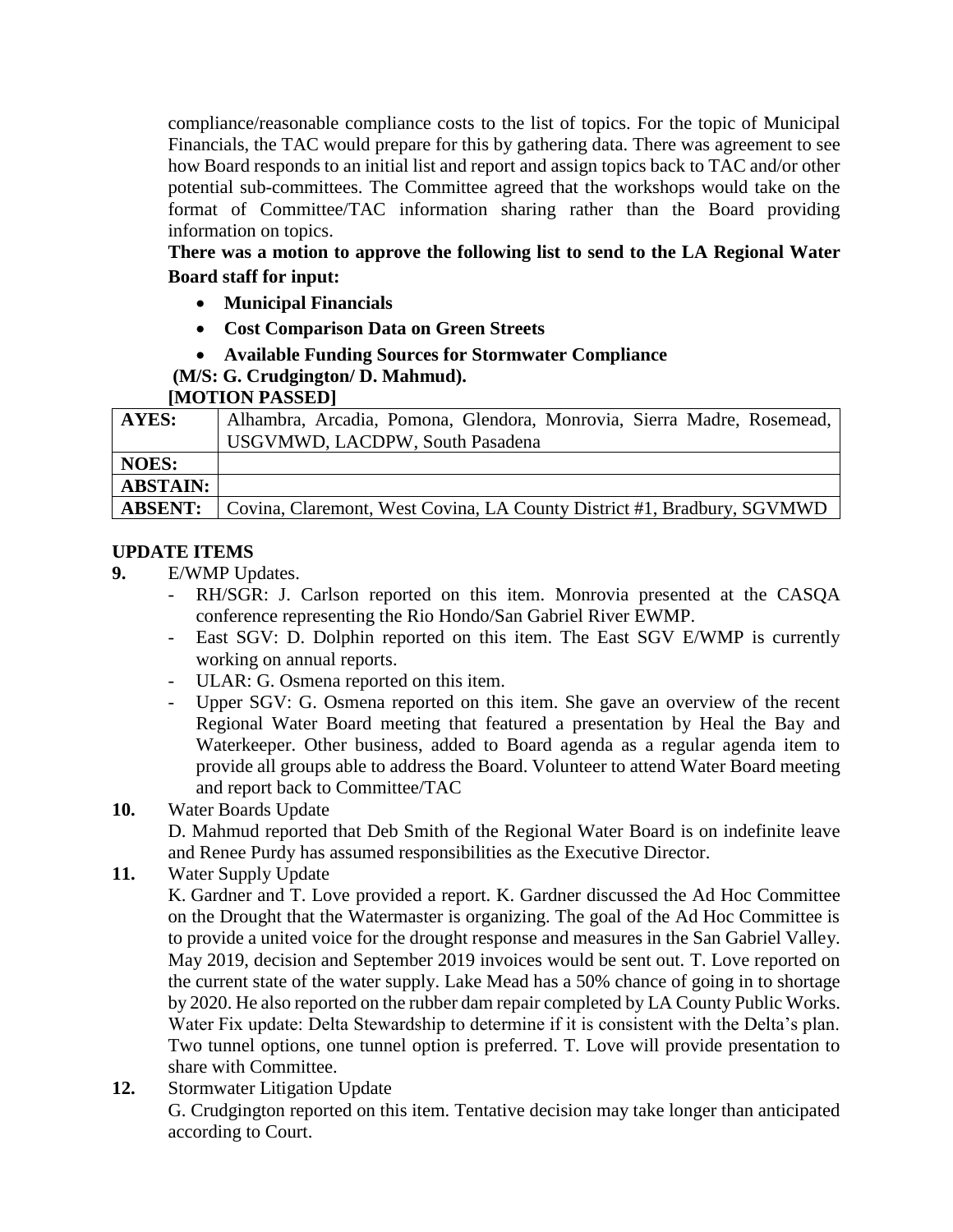compliance/reasonable compliance costs to the list of topics. For the topic of Municipal Financials, the TAC would prepare for this by gathering data. There was agreement to see how Board responds to an initial list and report and assign topics back to TAC and/or other potential sub-committees. The Committee agreed that the workshops would take on the format of Committee/TAC information sharing rather than the Board providing information on topics.

**There was a motion to approve the following list to send to the LA Regional Water Board staff for input:**

- **Municipal Financials**
- **Cost Comparison Data on Green Streets**
- **Available Funding Sources for Stormwater Compliance**

**(M/S: G. Crudgington/ D. Mahmud).**

**[MOTION PASSED]**

| **AYES:** | Alhambra, Arcadia, Pomona, Glendora, Monrovia, Sierra Madre, Rosemead, USGVMWD, LACDPW, South Pasadena |
|---|---|
| **NOES:** | |
| **ABSTAIN:** | |
| **ABSENT:** | Covina, Claremont, West Covina, LA County District #1, Bradbury, SGVMWD |

## UPDATE ITEMS

**9.** E/WMP Updates.

- RH/SGR: J. Carlson reported on this item. Monrovia presented at the CASQA conference representing the Rio Hondo/San Gabriel River EWMP.
- East SGV: D. Dolphin reported on this item. The East SGV E/WMP is currently working on annual reports.
- ULAR: G. Osmena reported on this item.
- Upper SGV: G. Osmena reported on this item. She gave an overview of the recent Regional Water Board meeting that featured a presentation by Heal the Bay and Waterkeeper. Other business, added to Board agenda as a regular agenda item to provide all groups able to address the Board. Volunteer to attend Water Board meeting and report back to Committee/TAC

**10.** Water Boards Update

D. Mahmud reported that Deb Smith of the Regional Water Board is on indefinite leave and Renee Purdy has assumed responsibilities as the Executive Director.

**11.** Water Supply Update

K. Gardner and T. Love provided a report. K. Gardner discussed the Ad Hoc Committee on the Drought that the Watermaster is organizing. The goal of the Ad Hoc Committee is to provide a united voice for the drought response and measures in the San Gabriel Valley. May 2019, decision and September 2019 invoices would be sent out. T. Love reported on the current state of the water supply. Lake Mead has a 50% chance of going in to shortage by 2020. He also reported on the rubber dam repair completed by LA County Public Works. Water Fix update: Delta Stewardship to determine if it is consistent with the Delta's plan. Two tunnel options, one tunnel option is preferred. T. Love will provide presentation to share with Committee.

**12.** Stormwater Litigation Update

G. Crudgington reported on this item. Tentative decision may take longer than anticipated according to Court.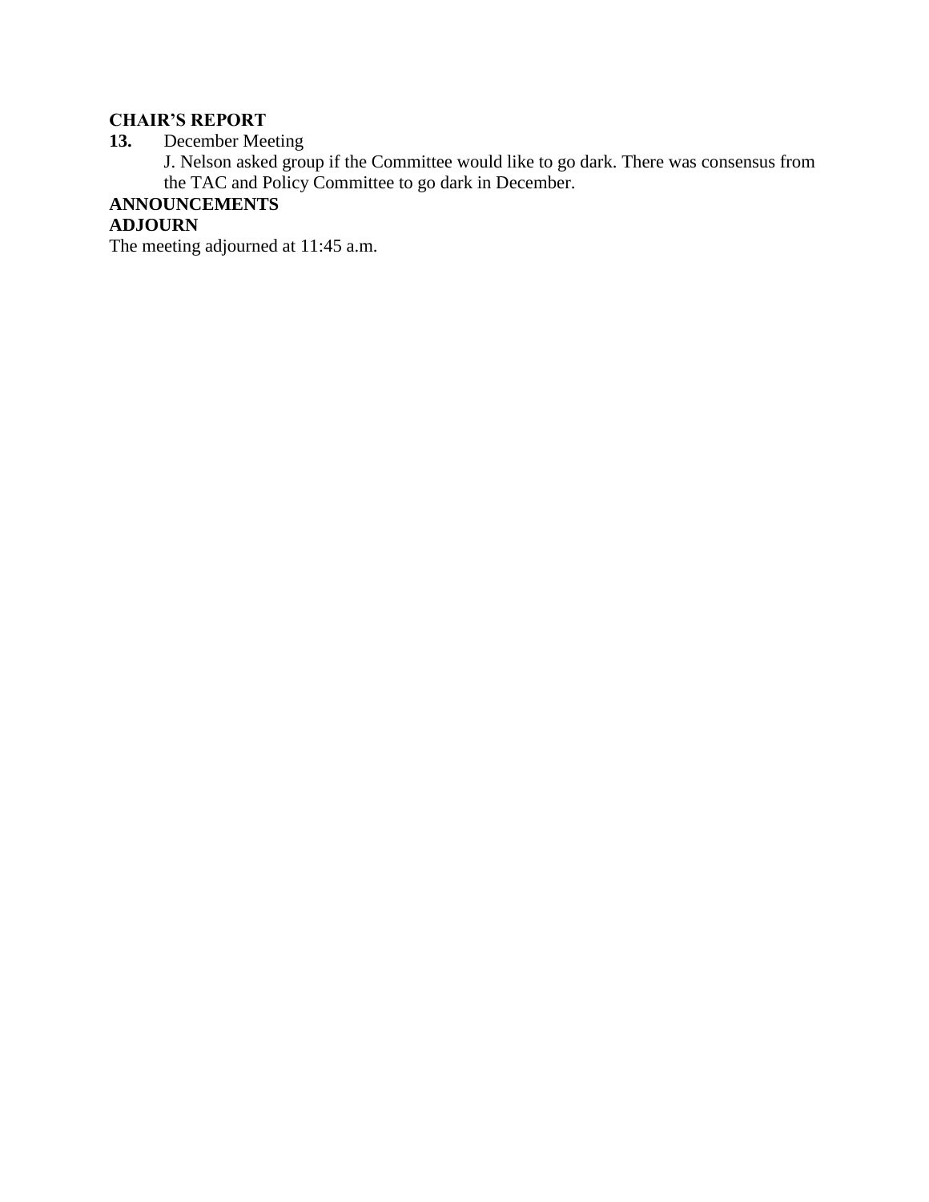**CHAIR'S REPORT**

**13.** December Meeting

J. Nelson asked group if the Committee would like to go dark. There was consensus from the TAC and Policy Committee to go dark in December.

**ANNOUNCEMENTS**

**ADJOURN**

The meeting adjourned at 11:45 a.m.